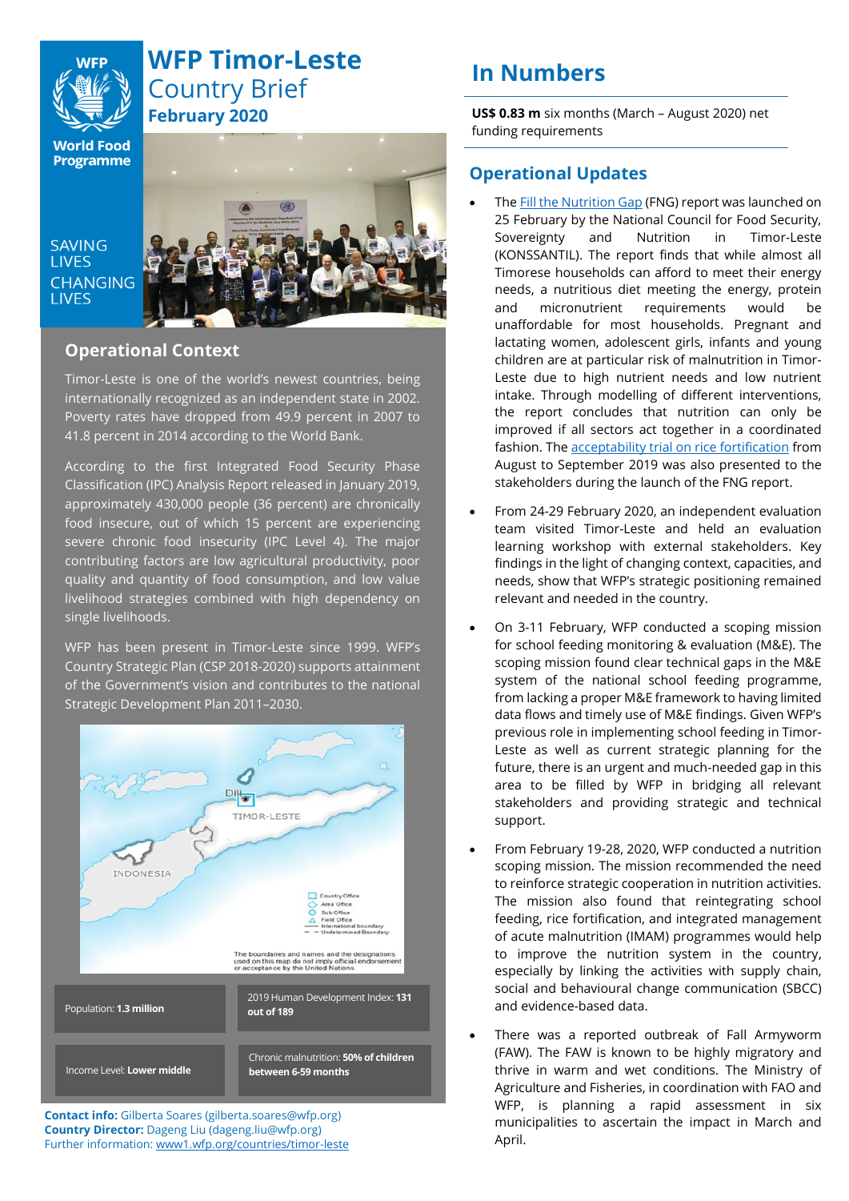# WFP Timor-Leste Country Brief

**February 2020**

SAVING LIVES CHANGING LIVES

## Operational Context

Timor-Leste is one of the world's newest countries, being internationally recognized as an independent state in 2002. Poverty rates have dropped from 49.9 percent in 2007 to 41.8 percent in 2014 according to the World Bank.

According to the first Integrated Food Security Phase Classification (IPC) Analysis Report released in January 2019, approximately 430,000 people (36 percent) are chronically food insecure, out of which 15 percent are experiencing severe chronic food insecurity (IPC Level 4). The major contributing factors are low agricultural productivity, poor quality and quantity of food consumption, and low value livelihood strategies combined with high dependency on single livelihoods.

WFP has been present in Timor-Leste since 1999. WFP's Country Strategic Plan (CSP 2018-2020) supports attainment of the Government's vision and contributes to the national Strategic Development Plan 2011–2030.

| | |
|---|---|
| Population: **1.3 million** | 2019 Human Development Index: **131 out of 189** |
| Income Level: **Lower middle** | Chronic malnutrition: **50% of children between 6-59 months** |

**Contact info:** Gilberta Soares (gilberta.soares@wfp.org)
**Country Director:** Dageng Liu (dageng.liu@wfp.org)
Further information: www1.wfp.org/countries/timor-leste

## In Numbers

**US$ 0.83 m** six months (March – August 2020) net funding requirements

## Operational Updates

- The Fill the Nutrition Gap (FNG) report was launched on 25 February by the National Council for Food Security, Sovereignty and Nutrition in Timor-Leste (KONSSANTIL). The report finds that while almost all Timorese households can afford to meet their energy needs, a nutritious diet meeting the energy, protein and micronutrient requirements would be unaffordable for most households. Pregnant and lactating women, adolescent girls, infants and young children are at particular risk of malnutrition in Timor-Leste due to high nutrient needs and low nutrient intake. Through modelling of different interventions, the report concludes that nutrition can only be improved if all sectors act together in a coordinated fashion. The acceptability trial on rice fortification from August to September 2019 was also presented to the stakeholders during the launch of the FNG report.

- From 24-29 February 2020, an independent evaluation team visited Timor-Leste and held an evaluation learning workshop with external stakeholders. Key findings in the light of changing context, capacities, and needs, show that WFP's strategic positioning remained relevant and needed in the country.

- On 3-11 February, WFP conducted a scoping mission for school feeding monitoring & evaluation (M&E). The scoping mission found clear technical gaps in the M&E system of the national school feeding programme, from lacking a proper M&E framework to having limited data flows and timely use of M&E findings. Given WFP's previous role in implementing school feeding in Timor-Leste as well as current strategic planning for the future, there is an urgent and much-needed gap in this area to be filled by WFP in bridging all relevant stakeholders and providing strategic and technical support.

- From February 19-28, 2020, WFP conducted a nutrition scoping mission. The mission recommended the need to reinforce strategic cooperation in nutrition activities. The mission also found that reintegrating school feeding, rice fortification, and integrated management of acute malnutrition (IMAM) programmes would help to improve the nutrition system in the country, especially by linking the activities with supply chain, social and behavioural change communication (SBCC) and evidence-based data.

- There was a reported outbreak of Fall Armyworm (FAW). The FAW is known to be highly migratory and thrive in warm and wet conditions. The Ministry of Agriculture and Fisheries, in coordination with FAO and WFP, is planning a rapid assessment in six municipalities to ascertain the impact in March and April.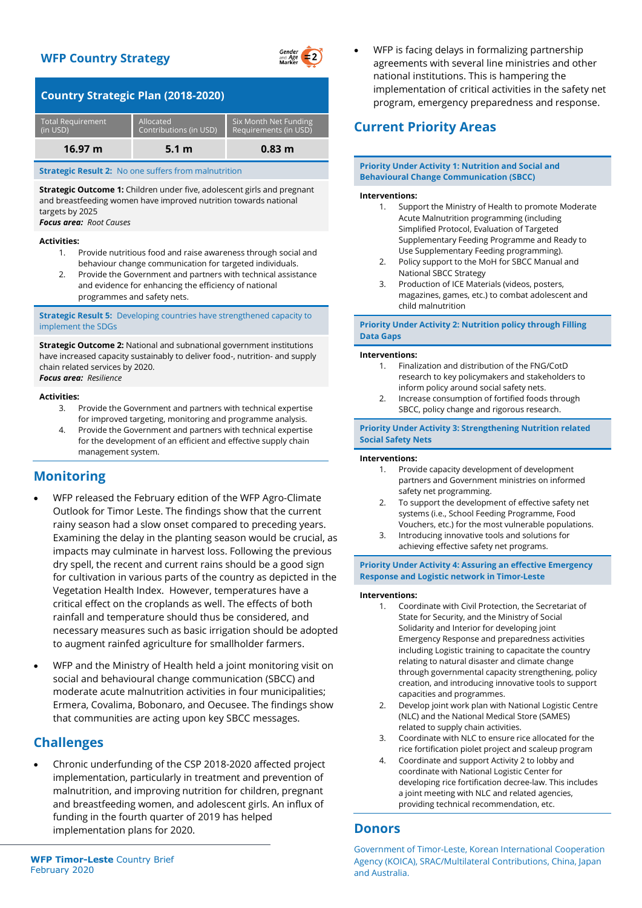## WFP Country Strategy

Gender and Age Marker 2

### Country Strategic Plan (2018-2020)

| Total Requirement (in USD) | Allocated Contributions (in USD) | Six Month Net Funding Requirements (in USD) |
|---|---|---|
| 16.97 m | 5.1 m | 0.83 m |

**Strategic Result 2:** No one suffers from malnutrition

**Strategic Outcome 1:** Children under five, adolescent girls and pregnant and breastfeeding women have improved nutrition towards national targets by 2025
***Focus area:*** *Root Causes*

**Activities:**

1. Provide nutritious food and raise awareness through social and behaviour change communication for targeted individuals.
2. Provide the Government and partners with technical assistance and evidence for enhancing the efficiency of national programmes and safety nets.

**Strategic Result 5:** Developing countries have strengthened capacity to implement the SDGs

**Strategic Outcome 2:** National and subnational government institutions have increased capacity sustainably to deliver food-, nutrition- and supply chain related services by 2020.
***Focus area:*** *Resilience*

**Activities:**

3. Provide the Government and partners with technical expertise for improved targeting, monitoring and programme analysis.
4. Provide the Government and partners with technical expertise for the development of an efficient and effective supply chain management system.

## Monitoring

- WFP released the February edition of the WFP Agro-Climate Outlook for Timor Leste. The findings show that the current rainy season had a slow onset compared to preceding years. Examining the delay in the planting season would be crucial, as impacts may culminate in harvest loss. Following the previous dry spell, the recent and current rains should be a good sign for cultivation in various parts of the country as depicted in the Vegetation Health Index. However, temperatures have a critical effect on the croplands as well. The effects of both rainfall and temperature should thus be considered, and necessary measures such as basic irrigation should be adopted to augment rainfed agriculture for smallholder farmers.
- WFP and the Ministry of Health held a joint monitoring visit on social and behavioural change communication (SBCC) and moderate acute malnutrition activities in four municipalities; Ermera, Covalima, Bobonaro, and Oecusee. The findings show that communities are acting upon key SBCC messages.

## Challenges

- Chronic underfunding of the CSP 2018-2020 affected project implementation, particularly in treatment and prevention of malnutrition, and improving nutrition for children, pregnant and breastfeeding women, and adolescent girls. An influx of funding in the fourth quarter of 2019 has helped implementation plans for 2020.
- WFP is facing delays in formalizing partnership agreements with several line ministries and other national institutions. This is hampering the implementation of critical activities in the safety net program, emergency preparedness and response.

## Current Priority Areas

### Priority Under Activity 1: Nutrition and Social and Behavioural Change Communication (SBCC)

**Interventions:**

1. Support the Ministry of Health to promote Moderate Acute Malnutrition programming (including Simplified Protocol, Evaluation of Targeted Supplementary Feeding Programme and Ready to Use Supplementary Feeding programming).
2. Policy support to the MoH for SBCC Manual and National SBCC Strategy
3. Production of ICE Materials (videos, posters, magazines, games, etc.) to combat adolescent and child malnutrition

### Priority Under Activity 2: Nutrition policy through Filling Data Gaps

**Interventions:**

1. Finalization and distribution of the FNG/CotD research to key policymakers and stakeholders to inform policy around social safety nets.
2. Increase consumption of fortified foods through SBCC, policy change and rigorous research.

### Priority Under Activity 3: Strengthening Nutrition related Social Safety Nets

**Interventions:**

1. Provide capacity development of development partners and Government ministries on informed safety net programming.
2. To support the development of effective safety net systems (i.e., School Feeding Programme, Food Vouchers, etc.) for the most vulnerable populations.
3. Introducing innovative tools and solutions for achieving effective safety net programs.

### Priority Under Activity 4: Assuring an effective Emergency Response and Logistic network in Timor-Leste

**Interventions:**

1. Coordinate with Civil Protection, the Secretariat of State for Security, and the Ministry of Social Solidarity and Interior for developing joint Emergency Response and preparedness activities including Logistic training to capacitate the country relating to natural disaster and climate change through governmental capacity strengthening, policy creation, and introducing innovative tools to support capacities and programmes.
2. Develop joint work plan with National Logistic Centre (NLC) and the National Medical Store (SAMES) related to supply chain activities.
3. Coordinate with NLC to ensure rice allocated for the rice fortification piolet project and scaleup program
4. Coordinate and support Activity 2 to lobby and coordinate with National Logistic Center for developing rice fortification decree-law. This includes a joint meeting with NLC and related agencies, providing technical recommendation, etc.

## Donors

Government of Timor-Leste, Korean International Cooperation Agency (KOICA), SRAC/Multilateral Contributions, China, Japan and Australia.